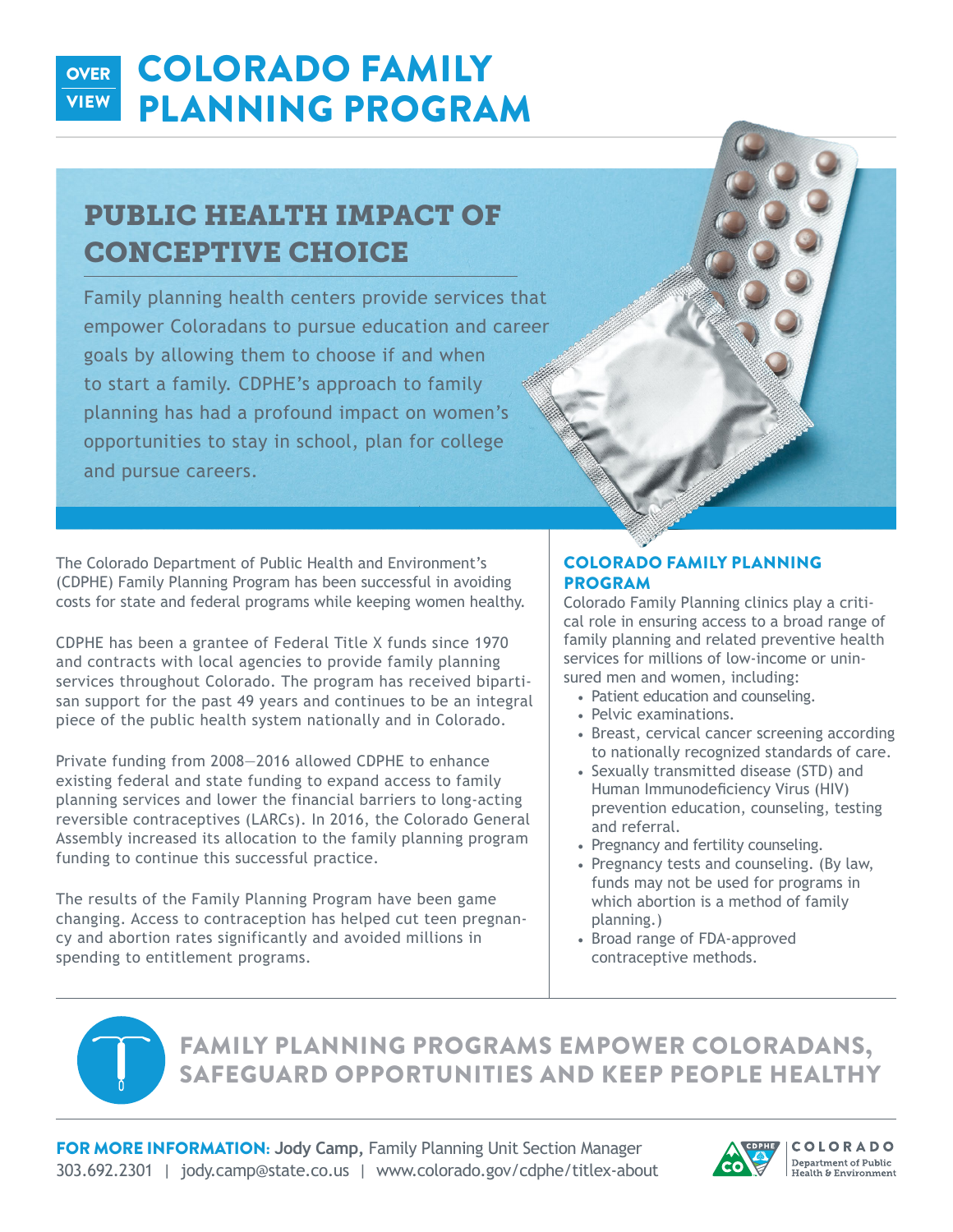# COLORADO FAMILY PLANNING PROGRAM

OVERVIEW

## PUBLIC HEALTH IMPACT OF CONCEPTIVE CHOICE

Family planning health centers provide services that empower Coloradans to pursue education and career goals by allowing them to choose if and when to start a family. CDPHE's approach to family planning has had a profound impact on women's opportunities to stay in school, plan for college and pursue careers.

The Colorado Department of Public Health and Environment's (CDPHE) Family Planning Program has been successful in avoiding costs for state and federal programs while keeping women healthy.

CDPHE has been a grantee of Federal Title X funds since 1970 and contracts with local agencies to provide family planning services throughout Colorado. The program has received bipartisan support for the past 49 years and continues to be an integral piece of the public health system nationally and in Colorado.

Private funding from 2008—2016 allowed CDPHE to enhance existing federal and state funding to expand access to family planning services and lower the financial barriers to long-acting reversible contraceptives (LARCs). In 2016, the Colorado General Assembly increased its allocation to the family planning program funding to continue this successful practice.

The results of the Family Planning Program have been game changing. Access to contraception has helped cut teen pregnancy and abortion rates significantly and avoided millions in spending to entitlement programs.

### COLORADO FAMILY PLANNING PROGRAM

Colorado Family Planning clinics play a critical role in ensuring access to a broad range of family planning and related preventive health services for millions of low-income or uninsured men and women, including:

- Patient education and counseling.
- Pelvic examinations.
- Breast, cervical cancer screening according to nationally recognized standards of care.
- Sexually transmitted disease (STD) and Human Immunodeficiency Virus (HIV) prevention education, counseling, testing and referral.
- Pregnancy and fertility counseling.
- Pregnancy tests and counseling. (By law, funds may not be used for programs in which abortion is a method of family planning.)
- Broad range of FDA-approved contraceptive methods.

## FAMILY PLANNING PROGRAMS EMPOWER COLORADANS, SAFEGUARD OPPORTUNITIES AND KEEP PEOPLE HEALTHY

**FOR MORE INFORMATION:** **Jody Camp,** Family Planning Unit Section Manager
303.692.2301 | jody.camp@state.co.us | www.colorado.gov/cdphe/titlex-about

COLORADO Department of Public Health & Environment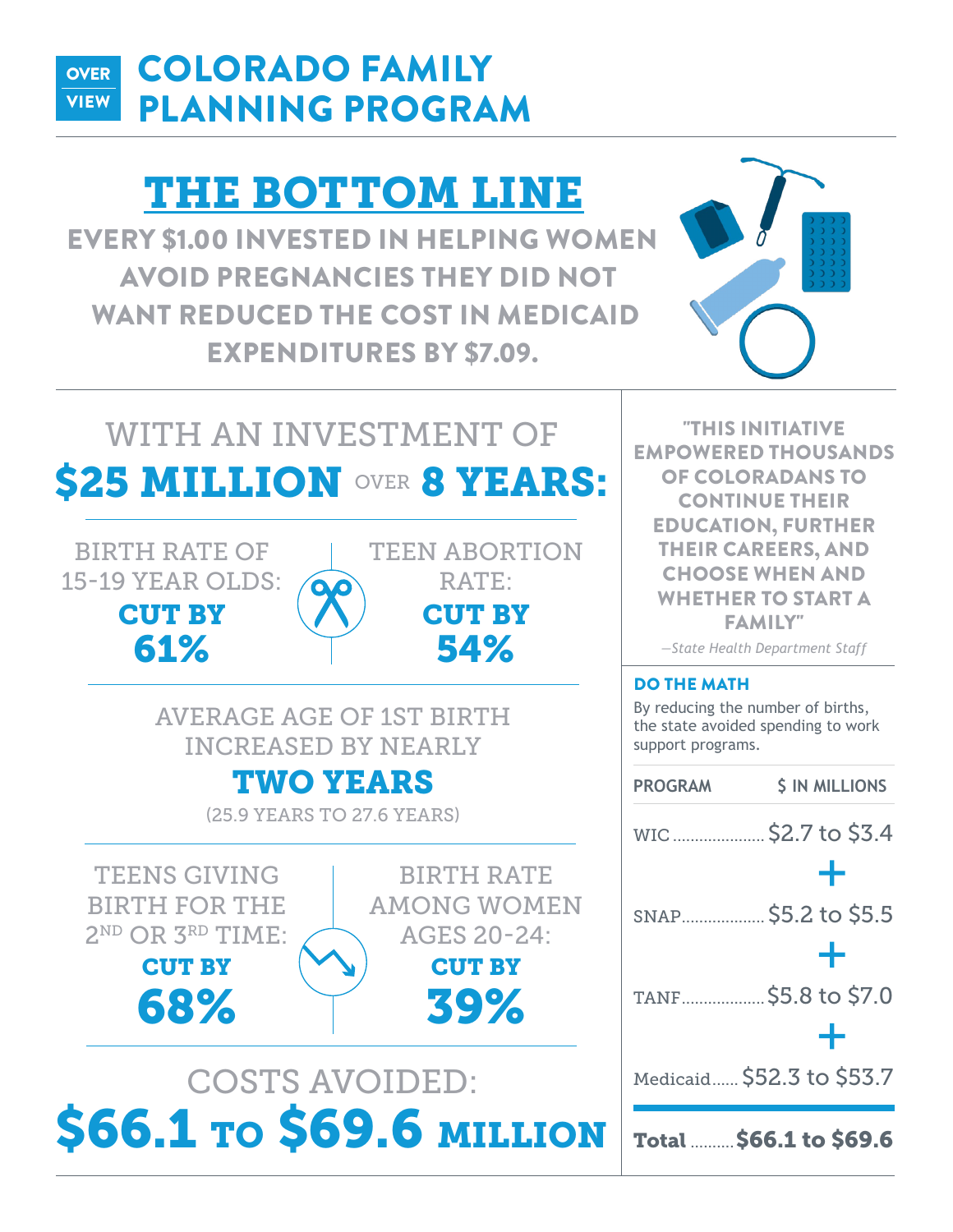# OVERVIEW COLORADO FAMILY PLANNING PROGRAM

## THE BOTTOM LINE

**EVERY $1.00 INVESTED IN HELPING WOMEN AVOID PREGNANCIES THEY DID NOT WANT REDUCED THE COST IN MEDICAID EXPENDITURES BY $7.09.**

WITH AN INVESTMENT OF **$25 MILLION** OVER **8 YEARS:**

BIRTH RATE OF 15-19 YEAR OLDS: **CUT BY 61%**

TEEN ABORTION RATE: **CUT BY 54%**

AVERAGE AGE OF 1ST BIRTH INCREASED BY NEARLY **TWO YEARS**

(25.9 YEARS TO 27.6 YEARS)

TEENS GIVING BIRTH FOR THE 2ND OR 3RD TIME: **CUT BY 68%**

BIRTH RATE AMONG WOMEN AGES 20-24: **CUT BY 39%**

COSTS AVOIDED: **$66.1 TO $69.6 MILLION**

**"THIS INITIATIVE EMPOWERED THOUSANDS OF COLORADANS TO CONTINUE THEIR EDUCATION, FURTHER THEIR CAREERS, AND CHOOSE WHEN AND WHETHER TO START A FAMILY"**

*—State Health Department Staff*

### DO THE MATH

By reducing the number of births, the state avoided spending to work support programs.

| PROGRAM | $ IN MILLIONS |
| --- | --- |
| WIC | $2.7 to $3.4 |
| + | |
| SNAP | $5.2 to $5.5 |
| + | |
| TANF | $5.8 to $7.0 |
| + | |
| Medicaid | $52.3 to $53.7 |
| **Total** | **$66.1 to $69.6** |